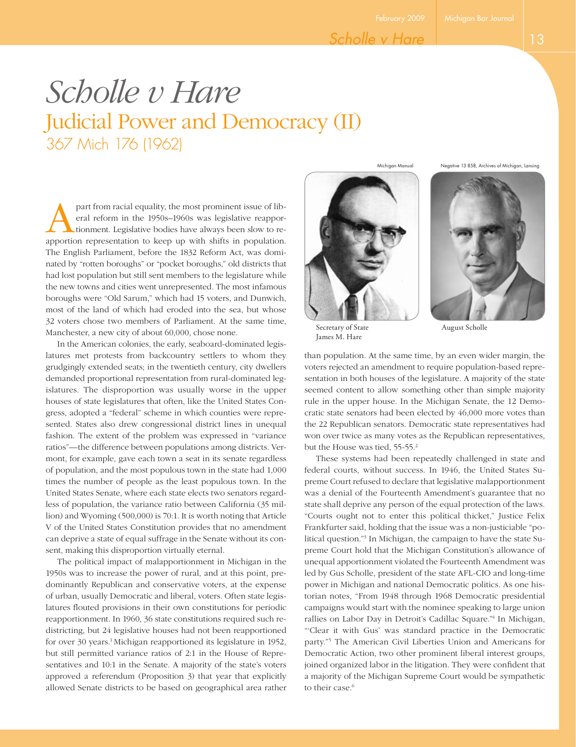# *Scholle v Hare*

## Judicial Power and Democracy (II)

367 Mich 176 (1962)

Apart from racial equality, the most prominent issue of liberal reform in the 1950s–1960s was legislative reapportionment. Legislative bodies have always been slow to reapportion representation to keep up with shifts in population. The English Parliament, before the 1832 Reform Act, was dominated by "rotten boroughs" or "pocket boroughs," old districts that had lost population but still sent members to the legislature while the new towns and cities went unrepresented. The most infamous boroughs were "Old Sarum," which had 15 voters, and Dunwich, most of the land of which had eroded into the sea, but whose 32 voters chose two members of Parliament. At the same time, Manchester, a new city of about 60,000, chose none.

In the American colonies, the early, seaboard-dominated legislatures met protests from backcountry settlers to whom they grudgingly extended seats; in the twentieth century, city dwellers demanded proportional representation from rural-dominated legislatures. The disproportion was usually worse in the upper houses of state legislatures that often, like the United States Congress, adopted a "federal" scheme in which counties were represented. States also drew congressional district lines in unequal fashion. The extent of the problem was expressed in "variance ratios"—the difference between populations among districts. Vermont, for example, gave each town a seat in its senate regardless of population, and the most populous town in the state had 1,000 times the number of people as the least populous town. In the United States Senate, where each state elects two senators regardless of population, the variance ratio between California (35 million) and Wyoming (500,000) is 70:1. It is worth noting that Article V of the United States Constitution provides that no amendment can deprive a state of equal suffrage in the Senate without its consent, making this disproportion virtually eternal.

The political impact of malapportionment in Michigan in the 1950s was to increase the power of rural, and at this point, predominantly Republican and conservative voters, at the expense of urban, usually Democratic and liberal, voters. Often state legislatures flouted provisions in their own constitutions for periodic reapportionment. In 1960, 36 state constitutions required such redistricting, but 24 legislative houses had not been reapportioned for over 30 years.[1] Michigan reapportioned its legislature in 1952, but still permitted variance ratios of 2:1 in the House of Representatives and 10:1 in the Senate. A majority of the state's voters approved a referendum (Proposition 3) that year that explicitly allowed Senate districts to be based on geographical area rather than population. At the same time, by an even wider margin, the voters rejected an amendment to require population-based representation in both houses of the legislature. A majority of the state seemed content to allow something other than simple majority rule in the upper house. In the Michigan Senate, the 12 Democratic state senators had been elected by 46,000 more votes than the 22 Republican senators. Democratic state representatives had won over twice as many votes as the Republican representatives, but the House was tied, 55-55.[2]

Michigan Manual

Secretary of State James M. Hare

Negative 13 858, Archives of Michigan, Lansing

August Scholle

These systems had been repeatedly challenged in state and federal courts, without success. In 1946, the United States Supreme Court refused to declare that legislative malapportionment was a denial of the Fourteenth Amendment's guarantee that no state shall deprive any person of the equal protection of the laws. "Courts ought not to enter this political thicket," Justice Felix Frankfurter said, holding that the issue was a non-justiciable "political question."[3] In Michigan, the campaign to have the state Supreme Court hold that the Michigan Constitution's allowance of unequal apportionment violated the Fourteenth Amendment was led by Gus Scholle, president of the state AFL-CIO and long-time power in Michigan and national Democratic politics. As one historian notes, "From 1948 through 1968 Democratic presidential campaigns would start with the nominee speaking to large union rallies on Labor Day in Detroit's Cadillac Square."[4] In Michigan, "'Clear it with Gus' was standard practice in the Democratic party."[5] The American Civil Liberties Union and Americans for Democratic Action, two other prominent liberal interest groups, joined organized labor in the litigation. They were confident that a majority of the Michigan Supreme Court would be sympathetic to their case.[6]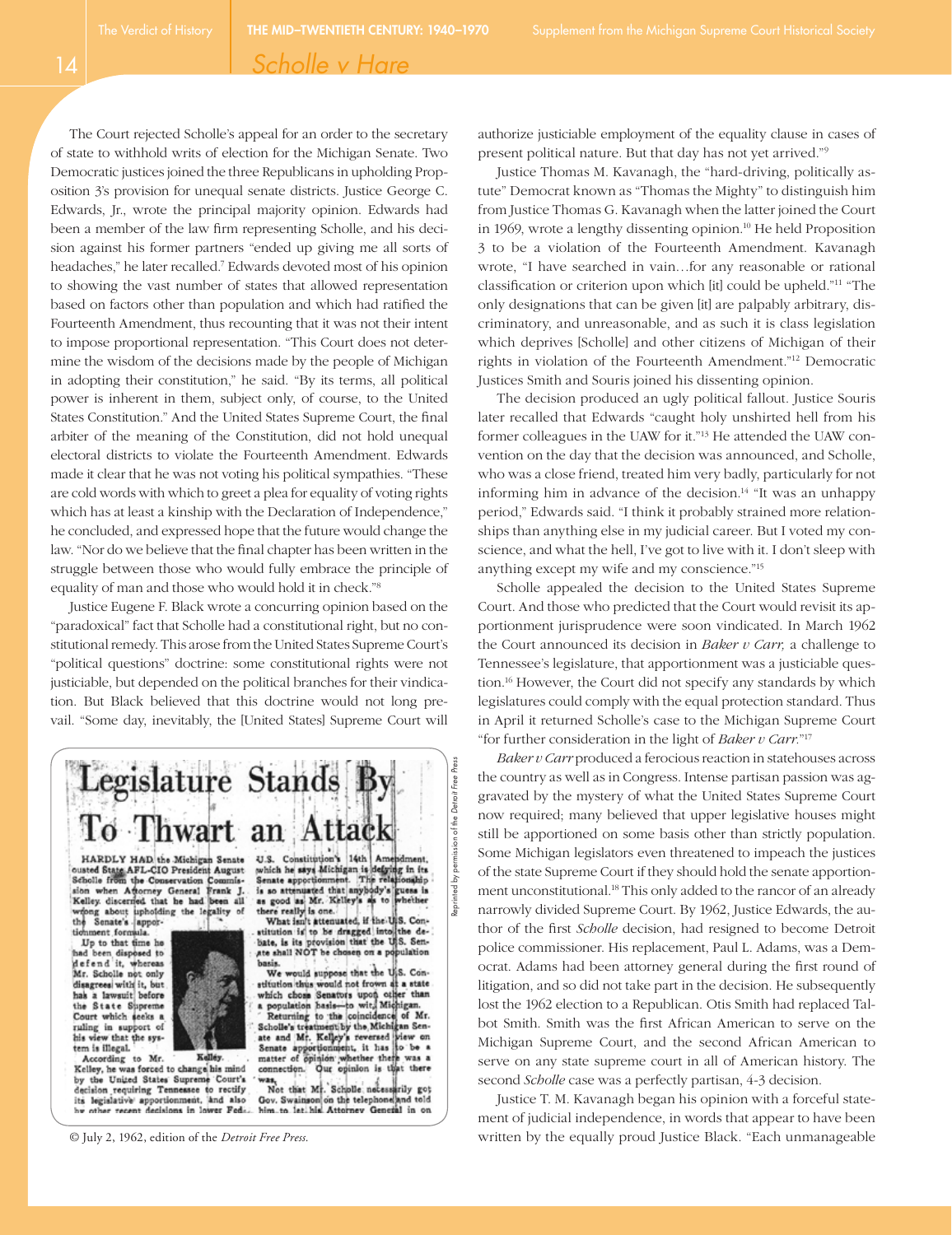## Scholle v Hare

The Court rejected Scholle's appeal for an order to the secretary of state to withhold writs of election for the Michigan Senate. Two Democratic justices joined the three Republicans in upholding Proposition 3's provision for unequal senate districts. Justice George C. Edwards, Jr., wrote the principal majority opinion. Edwards had been a member of the law firm representing Scholle, and his decision against his former partners "ended up giving me all sorts of headaches," he later recalled.[7] Edwards devoted most of his opinion to showing the vast number of states that allowed representation based on factors other than population and which had ratified the Fourteenth Amendment, thus recounting that it was not their intent to impose proportional representation. "This Court does not determine the wisdom of the decisions made by the people of Michigan in adopting their constitution," he said. "By its terms, all political power is inherent in them, subject only, of course, to the United States Constitution." And the United States Supreme Court, the final arbiter of the meaning of the Constitution, did not hold unequal electoral districts to violate the Fourteenth Amendment. Edwards made it clear that he was not voting his political sympathies. "These are cold words with which to greet a plea for equality of voting rights which has at least a kinship with the Declaration of Independence," he concluded, and expressed hope that the future would change the law. "Nor do we believe that the final chapter has been written in the struggle between those who would fully embrace the principle of equality of man and those who would hold it in check."[8]

Justice Eugene F. Black wrote a concurring opinion based on the "paradoxical" fact that Scholle had a constitutional right, but no constitutional remedy. This arose from the United States Supreme Court's "political questions" doctrine: some constitutional rights were not justiciable, but depended on the political branches for their vindication. But Black believed that this doctrine would not long prevail. "Some day, inevitably, the [United States] Supreme Court will authorize justiciable employment of the equality clause in cases of present political nature. But that day has not yet arrived."[9]

Justice Thomas M. Kavanagh, the "hard-driving, politically astute" Democrat known as "Thomas the Mighty" to distinguish him from Justice Thomas G. Kavanagh when the latter joined the Court in 1969, wrote a lengthy dissenting opinion.[10] He held Proposition 3 to be a violation of the Fourteenth Amendment. Kavanagh wrote, "I have searched in vain…for any reasonable or rational classification or criterion upon which [it] could be upheld."[11] "The only designations that can be given [it] are palpably arbitrary, discriminatory, and unreasonable, and as such it is class legislation which deprives [Scholle] and other citizens of Michigan of their rights in violation of the Fourteenth Amendment."[12] Democratic Justices Smith and Souris joined his dissenting opinion.

The decision produced an ugly political fallout. Justice Souris later recalled that Edwards "caught holy unshirted hell from his former colleagues in the UAW for it."[13] He attended the UAW convention on the day that the decision was announced, and Scholle, who was a close friend, treated him very badly, particularly for not informing him in advance of the decision.[14] "It was an unhappy period," Edwards said. "I think it probably strained more relationships than anything else in my judicial career. But I voted my conscience, and what the hell, I've got to live with it. I don't sleep with anything except my wife and my conscience."[15]

Scholle appealed the decision to the United States Supreme Court. And those who predicted that the Court would revisit its apportionment jurisprudence were soon vindicated. In March 1962 the Court announced its decision in *Baker v Carr,* a challenge to Tennessee's legislature, that apportionment was a justiciable question.[16] However, the Court did not specify any standards by which legislatures could comply with the equal protection standard. Thus in April it returned Scholle's case to the Michigan Supreme Court "for further consideration in the light of *Baker v Carr.*"[17]

*Baker v Carr* produced a ferocious reaction in statehouses across the country as well as in Congress. Intense partisan passion was aggravated by the mystery of what the United States Supreme Court now required; many believed that upper legislative houses might still be apportioned on some basis other than strictly population. Some Michigan legislators even threatened to impeach the justices of the state Supreme Court if they should hold the senate apportionment unconstitutional.[18] This only added to the rancor of an already narrowly divided Supreme Court. By 1962, Justice Edwards, the author of the first *Scholle* decision, had resigned to become Detroit police commissioner. His replacement, Paul L. Adams, was a Democrat. Adams had been attorney general during the first round of litigation, and so did not take part in the decision. He subsequently lost the 1962 election to a Republican. Otis Smith had replaced Talbot Smith. Smith was the first African American to serve on the Michigan Supreme Court, and the second African American to serve on any state supreme court in all of American history. The second *Scholle* case was a perfectly partisan, 4-3 decision.

Justice T. M. Kavanagh began his opinion with a forceful statement of judicial independence, in words that appear to have been written by the equally proud Justice Black. "Each unmanageable

# Legislature Stands By To Thwart an Attack

HARDLY HAD the Michigan Senate ousted State AFL-CIO President August Scholle from the Conservation Commission when Attorney General Frank J. Kelley discerned that he had been all wrong about upholding the legality of the Senate's apportionment formula.

Up to that time he had been disposed to defend it, whereas Mr. Scholle not only disagrees with it, but has a lawsuit before the State Supreme Court which seeks a ruling in support of his view that the system is illegal.

According to Mr. Kelley, he was forced to change his mind by the United States Supreme Court's decision requiring Tennessee to rectify its legislative apportionment, and also by other recent decisions in lower Fed...

Kelley.

U.S. Constitution's 14th Amendment, which he says Michigan is defying in its Senate apportionment. The relationship is so attenuated that anybody's guess is as good as Mr. Kelley's as to whether there really is one.

What isn't attenuated, if the U.S. Constitution is to be dragged into the debate, is its provision that the U.S. Senate shall NOT be chosen on a population basis.

We would suppose that the U.S. Constitution thus would not frown at a state which chose Senators upon other than a population basis—to wit, Michigan.

Returning to the coincidence of Mr. Scholle's treatment by the Michigan Senate and Mr. Kelley's reversed view on Senate apportionment, it has to be a matter of opinion whether there was a connection. Our opinion is that there was.

Not that Mr. Scholle necessarily got Gov. Swainson on the telephone and told him to let his Attorney General in on

Reprinted by permission of the Detroit Free Press

© July 2, 1962, edition of the *Detroit Free Press.*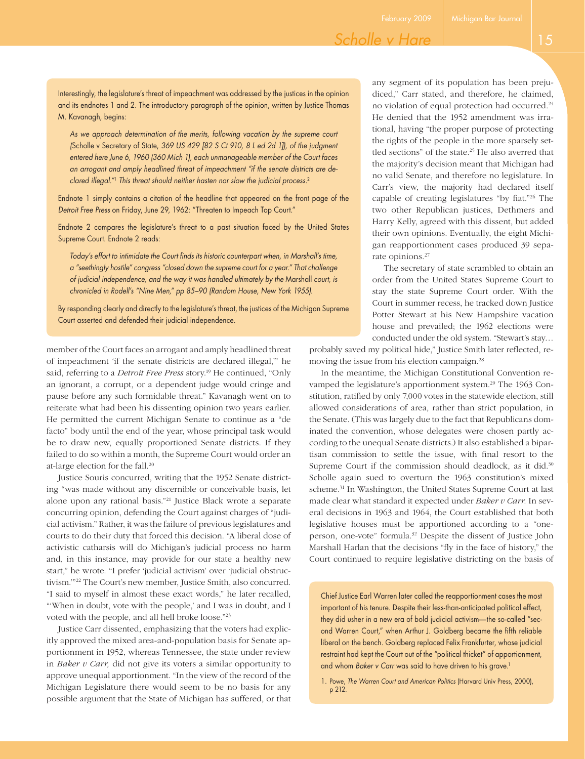> Interestingly, the legislature's threat of impeachment was addressed by the justices in the opinion and its endnotes 1 and 2. The introductory paragraph of the opinion, written by Justice Thomas M. Kavanagh, begins:
>
> *As we approach determination of the merits, following vacation by the supreme court (*Scholle v Secretary of State*, 369 US 429 [82 S Ct 910, 8 L ed 2d 1]), of the judgment entered here June 6, 1960 (360 Mich 1), each unmanageable member of the Court faces an arrogant and amply headlined threat of impeachment "if the senate districts are declared illegal."[1] This threat should neither hasten nor slow the judicial process.[2]*
>
> Endnote 1 simply contains a citation of the headline that appeared on the front page of the *Detroit Free Press* on Friday, June 29, 1962: "Threaten to Impeach Top Court."
>
> Endnote 2 compares the legislature's threat to a past situation faced by the United States Supreme Court. Endnote 2 reads:
>
> *Today's effort to intimidate the Court finds its historic counterpart when, in Marshall's time, a "seethingly hostile" congress "closed down the supreme court for a year." That challenge of judicial independence, and the way it was handled ultimately by the* Marshall *court, is chronicled in Rodell's "Nine Men," pp 85–90 (Random House, New York 1955).*
>
> By responding clearly and directly to the legislature's threat, the justices of the Michigan Supreme Court asserted and defended their judicial independence.

member of the Court faces an arrogant and amply headlined threat of impeachment 'if the senate districts are declared illegal,'" he said, referring to a *Detroit Free Press* story.[19] He continued, "Only an ignorant, a corrupt, or a dependent judge would cringe and pause before any such formidable threat." Kavanagh went on to reiterate what had been his dissenting opinion two years earlier. He permitted the current Michigan Senate to continue as a "de facto" body until the end of the year, whose principal task would be to draw new, equally proportioned Senate districts. If they failed to do so within a month, the Supreme Court would order an at-large election for the fall.[20]

Justice Souris concurred, writing that the 1952 Senate districting "was made without any discernible or conceivable basis, let alone upon any rational basis."[21] Justice Black wrote a separate concurring opinion, defending the Court against charges of "judicial activism." Rather, it was the failure of previous legislatures and courts to do their duty that forced this decision. "A liberal dose of activistic catharsis will do Michigan's judicial process no harm and, in this instance, may provide for our state a healthy new start," he wrote. "I prefer 'judicial activism' over 'judicial obstructivism.'"[22] The Court's new member, Justice Smith, also concurred. "I said to myself in almost these exact words," he later recalled, "'When in doubt, vote with the people,' and I was in doubt, and I voted with the people, and all hell broke loose."[23]

Justice Carr dissented, emphasizing that the voters had explicitly approved the mixed area-and-population basis for Senate apportionment in 1952, whereas Tennessee, the state under review in *Baker v Carr,* did not give its voters a similar opportunity to approve unequal apportionment. "In the view of the record of the Michigan Legislature there would seem to be no basis for any possible argument that the State of Michigan has suffered, or that any segment of its population has been prejudiced," Carr stated, and therefore, he claimed, no violation of equal protection had occurred.[24] He denied that the 1952 amendment was irrational, having "the proper purpose of protecting the rights of the people in the more sparsely settled sections" of the state.[25] He also averred that the majority's decision meant that Michigan had no valid Senate, and therefore no legislature. In Carr's view, the majority had declared itself capable of creating legislatures "by fiat."[26] The two other Republican justices, Dethmers and Harry Kelly, agreed with this dissent, but added their own opinions. Eventually, the eight Michigan reapportionment cases produced 39 separate opinions.[27]

The secretary of state scrambled to obtain an order from the United States Supreme Court to stay the state Supreme Court order. With the Court in summer recess, he tracked down Justice Potter Stewart at his New Hampshire vacation house and prevailed; the 1962 elections were conducted under the old system. "Stewart's stay… probably saved my political hide," Justice Smith later reflected, removing the issue from his election campaign.[28]

In the meantime, the Michigan Constitutional Convention revamped the legislature's apportionment system.[29] The 1963 Constitution, ratified by only 7,000 votes in the statewide election, still allowed considerations of area, rather than strict population, in the Senate. (This was largely due to the fact that Republicans dominated the convention, whose delegates were chosen partly according to the unequal Senate districts.) It also established a bipartisan commission to settle the issue, with final resort to the Supreme Court if the commission should deadlock, as it did.[30] Scholle again sued to overturn the 1963 constitution's mixed scheme.[31] In Washington, the United States Supreme Court at last made clear what standard it expected under *Baker v Carr.* In several decisions in 1963 and 1964, the Court established that both legislative houses must be apportioned according to a "one-person, one-vote" formula.[32] Despite the dissent of Justice John Marshall Harlan that the decisions "fly in the face of history," the Court continued to require legislative districting on the basis of

> Chief Justice Earl Warren later called the reapportionment cases the most important of his tenure. Despite their less-than-anticipated political effect, they did usher in a new era of bold judicial activism—the so-called "second Warren Court," when Arthur J. Goldberg became the fifth reliable liberal on the bench. Goldberg replaced Felix Frankfurter, whose judicial restraint had kept the Court out of the "political thicket" of apportionment, and whom *Baker v Carr* was said to have driven to his grave.[1]
>
> 1. Powe, *The Warren Court and American Politics* (Harvard Univ Press, 2000), p 212.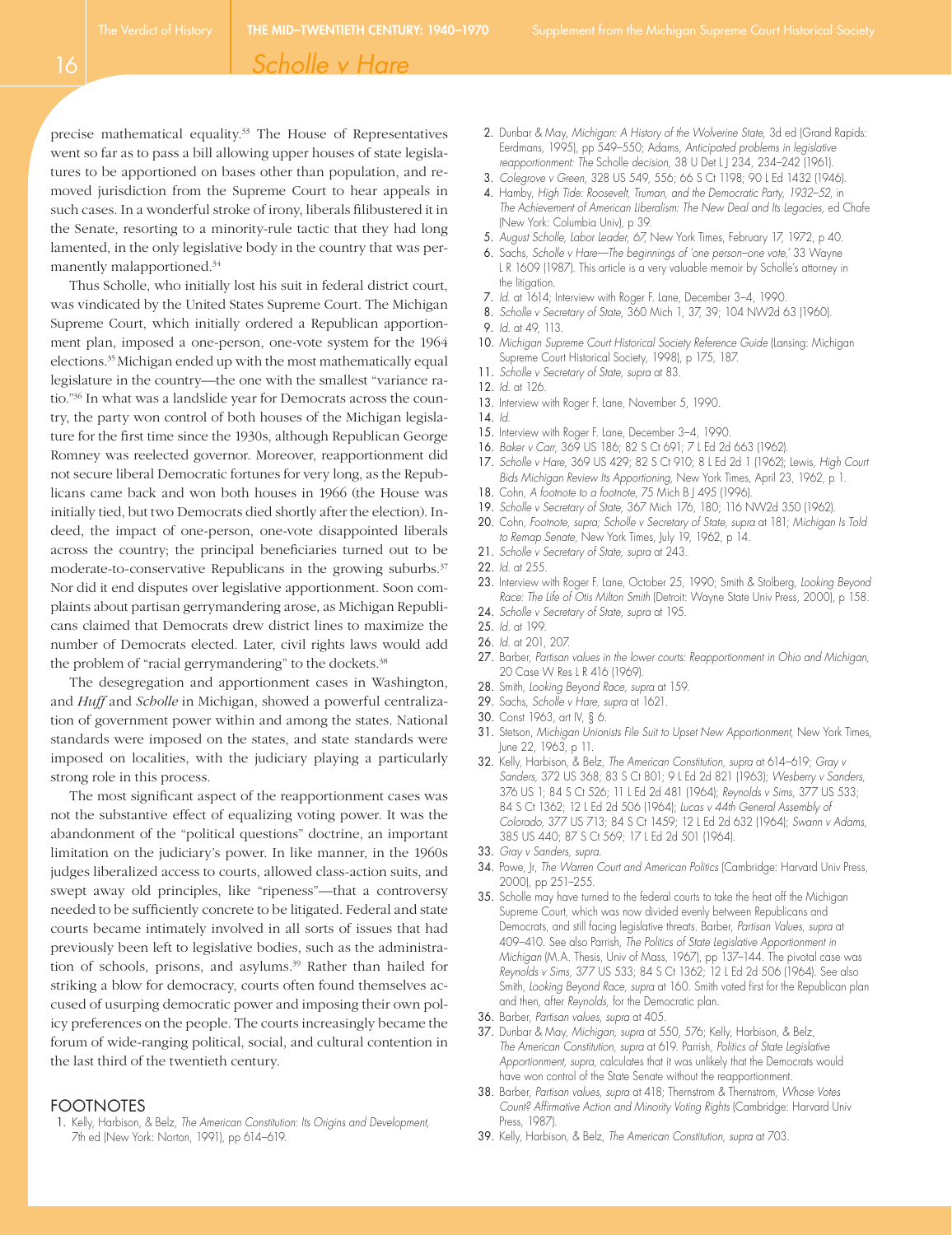precise mathematical equality.[33] The House of Representatives went so far as to pass a bill allowing upper houses of state legislatures to be apportioned on bases other than population, and removed jurisdiction from the Supreme Court to hear appeals in such cases. In a wonderful stroke of irony, liberals filibustered it in the Senate, resorting to a minority-rule tactic that they had long lamented, in the only legislative body in the country that was permanently malapportioned.[34]

Thus Scholle, who initially lost his suit in federal district court, was vindicated by the United States Supreme Court. The Michigan Supreme Court, which initially ordered a Republican apportionment plan, imposed a one-person, one-vote system for the 1964 elections.[35] Michigan ended up with the most mathematically equal legislature in the country—the one with the smallest "variance ratio."[36] In what was a landslide year for Democrats across the country, the party won control of both houses of the Michigan legislature for the first time since the 1930s, although Republican George Romney was reelected governor. Moreover, reapportionment did not secure liberal Democratic fortunes for very long, as the Republicans came back and won both houses in 1966 (the House was initially tied, but two Democrats died shortly after the election). Indeed, the impact of one-person, one-vote disappointed liberals across the country; the principal beneficiaries turned out to be moderate-to-conservative Republicans in the growing suburbs.[37] Nor did it end disputes over legislative apportionment. Soon complaints about partisan gerrymandering arose, as Michigan Republicans claimed that Democrats drew district lines to maximize the number of Democrats elected. Later, civil rights laws would add the problem of "racial gerrymandering" to the dockets.[38]

The desegregation and apportionment cases in Washington, and *Huff* and *Scholle* in Michigan, showed a powerful centralization of government power within and among the states. National standards were imposed on the states, and state standards were imposed on localities, with the judiciary playing a particularly strong role in this process.

The most significant aspect of the reapportionment cases was not the substantive effect of equalizing voting power. It was the abandonment of the "political questions" doctrine, an important limitation on the judiciary's power. In like manner, in the 1960s judges liberalized access to courts, allowed class-action suits, and swept away old principles, like "ripeness"—that a controversy needed to be sufficiently concrete to be litigated. Federal and state courts became intimately involved in all sorts of issues that had previously been left to legislative bodies, such as the administration of schools, prisons, and asylums.[39] Rather than hailed for striking a blow for democracy, courts often found themselves accused of usurping democratic power and imposing their own policy preferences on the people. The courts increasingly became the forum of wide-ranging political, social, and cultural contention in the last third of the twentieth century.

## FOOTNOTES

1. Kelly, Harbison, & Belz, *The American Constitution: Its Origins and Development,* 7th ed (New York: Norton, 1991), pp 614–619.
2. Dunbar & May, *Michigan: A History of the Wolverine State,* 3d ed (Grand Rapids: Eerdmans, 1995), pp 549–550; Adams, *Anticipated problems in legislative reapportionment: The* Scholle *decision,* 38 U Det L J 234, 234–242 (1961).
3. *Colegrove v Green,* 328 US 549, 556; 66 S Ct 1198; 90 L Ed 1432 (1946).
4. Hamby, *High Tide: Roosevelt, Truman, and the Democratic Party, 1932–52,* in *The Achievement of American Liberalism: The New Deal and Its Legacies,* ed Chafe (New York: Columbia Univ), p 39.
5. *August Scholle, Labor Leader, 67,* New York Times, February 17, 1972, p 40.
6. Sachs, *Scholle v Hare—The beginnings of 'one person–one vote,'* 33 Wayne L R 1609 (1987). This article is a very valuable memoir by Scholle's attorney in the litigation.
7. *Id.* at 1614; Interview with Roger F. Lane, December 3–4, 1990.
8. *Scholle v Secretary of State,* 360 Mich 1, 37, 39; 104 NW2d 63 (1960).
9. *Id.* at 49, 113.
10. *Michigan Supreme Court Historical Society Reference Guide* (Lansing: Michigan Supreme Court Historical Society, 1998), p 175, 187.
11. *Scholle v Secretary of State, supra* at 83.
12. *Id.* at 126.
13. Interview with Roger F. Lane, November 5, 1990.
14. *Id.*
15. Interview with Roger F. Lane, December 3–4, 1990.
16. *Baker v Carr,* 369 US 186; 82 S Ct 691; 7 L Ed 2d 663 (1962).
17. *Scholle v Hare,* 369 US 429; 82 S Ct 910; 8 L Ed 2d 1 (1962); Lewis, *High Court Bids Michigan Review Its Apportioning,* New York Times, April 23, 1962, p 1.
18. Cohn, *A footnote to a footnote,* 75 Mich B J 495 (1996).
19. *Scholle v Secretary of State,* 367 Mich 176, 180; 116 NW2d 350 (1962).
20. Cohn, *Footnote, supra; Scholle v Secretary of State, supra* at 181; *Michigan Is Told to Remap Senate,* New York Times, July 19, 1962, p 14.
21. *Scholle v Secretary of State, supra* at 243.
22. *Id.* at 255.
23. Interview with Roger F. Lane, October 25, 1990; Smith & Stolberg, *Looking Beyond Race: The Life of Otis Milton Smith* (Detroit: Wayne State Univ Press, 2000), p 158.
24. *Scholle v Secretary of State, supra* at 195.
25. *Id.* at 199.
26. *Id.* at 201, 207.
27. Barber, *Partisan values in the lower courts: Reapportionment in Ohio and Michigan,* 20 Case W Res L R 416 (1969).
28. Smith, *Looking Beyond Race, supra* at 159.
29. Sachs, *Scholle v Hare, supra* at 1621.
30. Const 1963, art IV, § 6.
31. Stetson, *Michigan Unionists File Suit to Upset New Apportionment,* New York Times, June 22, 1963, p 11.
32. Kelly, Harbison, & Belz, *The American Constitution, supra* at 614–619; *Gray v Sanders,* 372 US 368; 83 S Ct 801; 9 L Ed 2d 821 (1963); *Wesberry v Sanders,* 376 US 1; 84 S Ct 526; 11 L Ed 2d 481 (1964); *Reynolds v Sims,* 377 US 533; 84 S Ct 1362; 12 L Ed 2d 506 (1964); *Lucas v 44th General Assembly of Colorado,* 377 US 713; 84 S Ct 1459; 12 L Ed 2d 632 (1964); *Swann v Adams,* 385 US 440; 87 S Ct 569; 17 L Ed 2d 501 (1964).
33. *Gray v Sanders, supra.*
34. Powe, Jr, *The Warren Court and American Politics* (Cambridge: Harvard Univ Press, 2000), pp 251–255.
35. Scholle may have turned to the federal courts to take the heat off the Michigan Supreme Court, which was now divided evenly between Republicans and Democrats, and still facing legislative threats. Barber, *Partisan Values, supra* at 409–410. See also Parrish, *The Politics of State Legislative Apportionment in Michigan* (M.A. Thesis, Univ of Mass, 1967), pp 137–144. The pivotal case was *Reynolds v Sims,* 377 US 533; 84 S Ct 1362; 12 L Ed 2d 506 (1964). See also Smith, *Looking Beyond Race, supra* at 160. Smith voted first for the Republican plan and then, after *Reynolds,* for the Democratic plan.
36. Barber, *Partisan values, supra* at 405.
37. Dunbar & May, *Michigan, supra* at 550, 576; Kelly, Harbison, & Belz, *The American Constitution, supra* at 619. Parrish, *Politics of State Legislative Apportionment, supra,* calculates that it was unlikely that the Democrats would have won control of the State Senate without the reapportionment.
38. Barber, *Partisan values, supra* at 418; Thernstrom & Thernstrom, *Whose Votes Count? Affirmative Action and Minority Voting Rights* (Cambridge: Harvard Univ Press, 1987).
39. Kelly, Harbison, & Belz, *The American Constitution, supra* at 703.